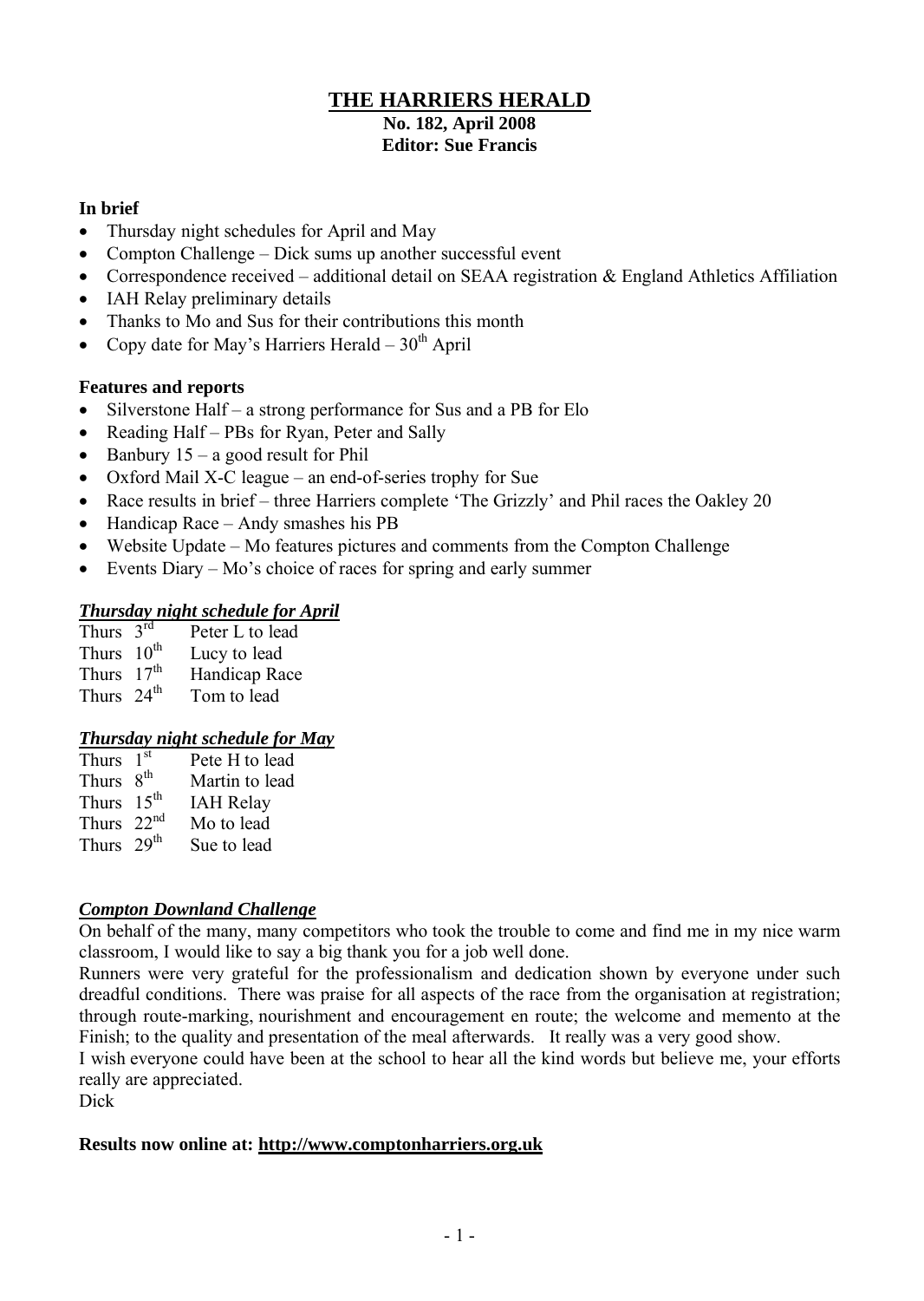# THE HARRIERS HERALD

**No. 182, April 2008**
**Editor: Sue Francis**

### In brief

- Thursday night schedules for April and May
- Compton Challenge – Dick sums up another successful event
- Correspondence received – additional detail on SEAA registration & England Athletics Affiliation
- IAH Relay preliminary details
- Thanks to Mo and Sus for their contributions this month
- Copy date for May's Harriers Herald – 30th April

### Features and reports

- Silverstone Half – a strong performance for Sus and a PB for Elo
- Reading Half – PBs for Ryan, Peter and Sally
- Banbury 15 – a good result for Phil
- Oxford Mail X-C league – an end-of-series trophy for Sue
- Race results in brief – three Harriers complete 'The Grizzly' and Phil races the Oakley 20
- Handicap Race – Andy smashes his PB
- Website Update – Mo features pictures and comments from the Compton Challenge
- Events Diary – Mo's choice of races for spring and early summer

### *Thursday night schedule for April*

| | |
|---|---|
| Thurs 3rd | Peter L to lead |
| Thurs 10th | Lucy to lead |
| Thurs 17th | Handicap Race |
| Thurs 24th | Tom to lead |

### *Thursday night schedule for May*

| | |
|---|---|
| Thurs 1st | Pete H to lead |
| Thurs 8th | Martin to lead |
| Thurs 15th | IAH Relay |
| Thurs 22nd | Mo to lead |
| Thurs 29th | Sue to lead |

### *Compton Downland Challenge*

On behalf of the many, many competitors who took the trouble to come and find me in my nice warm classroom, I would like to say a big thank you for a job well done.

Runners were very grateful for the professionalism and dedication shown by everyone under such dreadful conditions. There was praise for all aspects of the race from the organisation at registration; through route-marking, nourishment and encouragement en route; the welcome and memento at the Finish; to the quality and presentation of the meal afterwards. It really was a very good show.

I wish everyone could have been at the school to hear all the kind words but believe me, your efforts really are appreciated.

Dick

**Results now online at: http://www.comptonharriers.org.uk**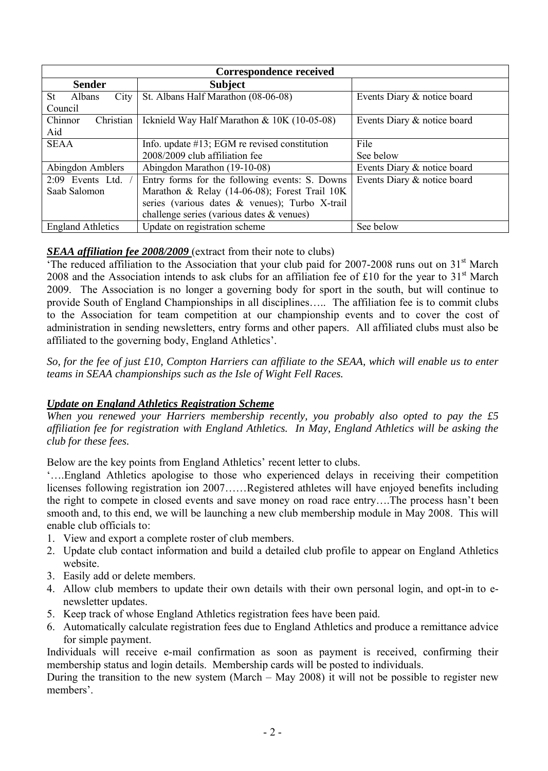| Correspondence received | | |
|---|---|---|
| **Sender** | **Subject** | |
| St Albans City Council | St. Albans Half Marathon (08-06-08) | Events Diary & notice board |
| Chinnor Christian Aid | Icknield Way Half Marathon & 10K (10-05-08) | Events Diary & notice board |
| SEAA | Info. update #13; EGM re revised constitution<br>2008/2009 club affiliation fee | File<br>See below |
| Abingdon Amblers | Abingdon Marathon (19-10-08) | Events Diary & notice board |
| 2:09 Events Ltd. / Saab Salomon | Entry forms for the following events: S. Downs Marathon & Relay (14-06-08); Forest Trail 10K series (various dates & venues); Turbo X-trail challenge series (various dates & venues) | Events Diary & notice board |
| England Athletics | Update on registration scheme | See below |

***SEAA affiliation fee 2008/2009*** (extract from their note to clubs)

'The reduced affiliation to the Association that your club paid for 2007-2008 runs out on 31st March 2008 and the Association intends to ask clubs for an affiliation fee of £10 for the year to 31st March 2009. The Association is no longer a governing body for sport in the south, but will continue to provide South of England Championships in all disciplines….. The affiliation fee is to commit clubs to the Association for team competition at our championship events and to cover the cost of administration in sending newsletters, entry forms and other papers. All affiliated clubs must also be affiliated to the governing body, England Athletics'.

*So, for the fee of just £10, Compton Harriers can affiliate to the SEAA, which will enable us to enter teams in SEAA championships such as the Isle of Wight Fell Races.*

***Update on England Athletics Registration Scheme***

*When you renewed your Harriers membership recently, you probably also opted to pay the £5 affiliation fee for registration with England Athletics. In May, England Athletics will be asking the club for these fees.*

Below are the key points from England Athletics' recent letter to clubs.

'….England Athletics apologise to those who experienced delays in receiving their competition licenses following registration ion 2007……Registered athletes will have enjoyed benefits including the right to compete in closed events and save money on road race entry….The process hasn't been smooth and, to this end, we will be launching a new club membership module in May 2008. This will enable club officials to:

1. View and export a complete roster of club members.
2. Update club contact information and build a detailed club profile to appear on England Athletics website.
3. Easily add or delete members.
4. Allow club members to update their own details with their own personal login, and opt-in to e-newsletter updates.
5. Keep track of whose England Athletics registration fees have been paid.
6. Automatically calculate registration fees due to England Athletics and produce a remittance advice for simple payment.

Individuals will receive e-mail confirmation as soon as payment is received, confirming their membership status and login details. Membership cards will be posted to individuals.

During the transition to the new system (March – May 2008) it will not be possible to register new members'.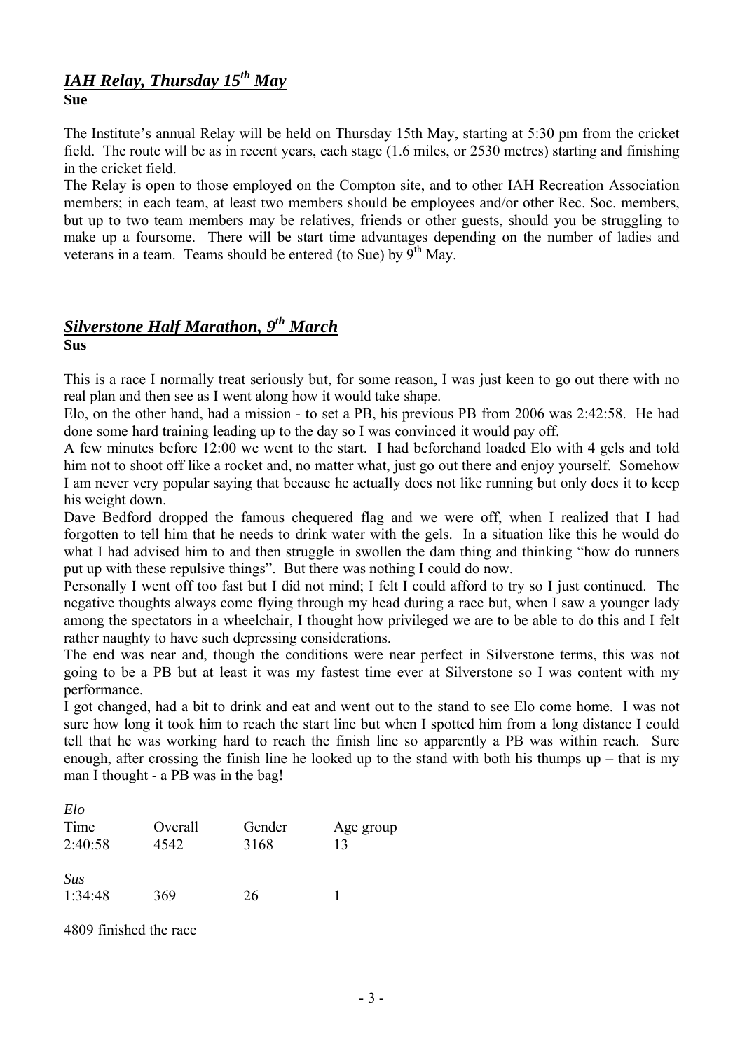## *IAH Relay, Thursday 15th May*

**Sue**

The Institute's annual Relay will be held on Thursday 15th May, starting at 5:30 pm from the cricket field. The route will be as in recent years, each stage (1.6 miles, or 2530 metres) starting and finishing in the cricket field.

The Relay is open to those employed on the Compton site, and to other IAH Recreation Association members; in each team, at least two members should be employees and/or other Rec. Soc. members, but up to two team members may be relatives, friends or other guests, should you be struggling to make up a foursome. There will be start time advantages depending on the number of ladies and veterans in a team. Teams should be entered (to Sue) by 9th May.

## *Silverstone Half Marathon, 9th March*

**Sus**

This is a race I normally treat seriously but, for some reason, I was just keen to go out there with no real plan and then see as I went along how it would take shape.

Elo, on the other hand, had a mission - to set a PB, his previous PB from 2006 was 2:42:58. He had done some hard training leading up to the day so I was convinced it would pay off.

A few minutes before 12:00 we went to the start. I had beforehand loaded Elo with 4 gels and told him not to shoot off like a rocket and, no matter what, just go out there and enjoy yourself. Somehow I am never very popular saying that because he actually does not like running but only does it to keep his weight down.

Dave Bedford dropped the famous chequered flag and we were off, when I realized that I had forgotten to tell him that he needs to drink water with the gels. In a situation like this he would do what I had advised him to and then struggle in swollen the dam thing and thinking "how do runners put up with these repulsive things". But there was nothing I could do now.

Personally I went off too fast but I did not mind; I felt I could afford to try so I just continued. The negative thoughts always come flying through my head during a race but, when I saw a younger lady among the spectators in a wheelchair, I thought how privileged we are to be able to do this and I felt rather naughty to have such depressing considerations.

The end was near and, though the conditions were near perfect in Silverstone terms, this was not going to be a PB but at least it was my fastest time ever at Silverstone so I was content with my performance.

I got changed, had a bit to drink and eat and went out to the stand to see Elo come home. I was not sure how long it took him to reach the start line but when I spotted him from a long distance I could tell that he was working hard to reach the finish line so apparently a PB was within reach. Sure enough, after crossing the finish line he looked up to the stand with both his thumps up – that is my man I thought - a PB was in the bag!

| | Time | Overall | Gender | Age group |
|---|---|---|---|---|
| *Elo* | 2:40:58 | 4542 | 3168 | 13 |
| *Sus* | 1:34:48 | 369 | 26 | 1 |

4809 finished the race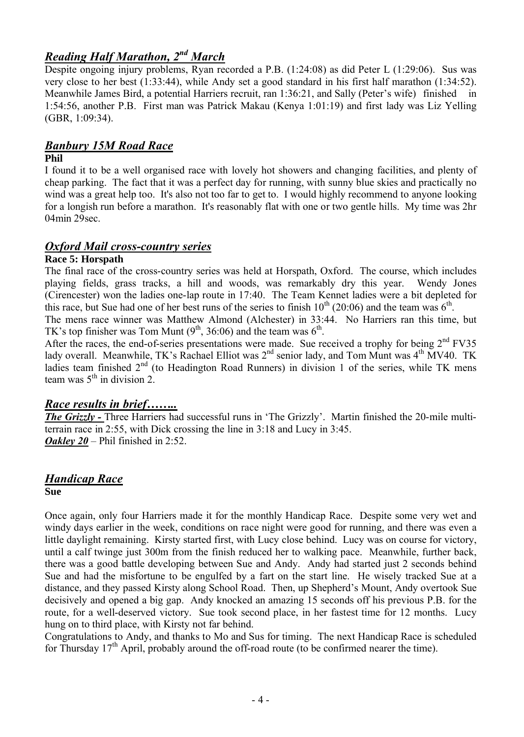## *Reading Half Marathon, 2nd March*

Despite ongoing injury problems, Ryan recorded a P.B. (1:24:08) as did Peter L (1:29:06). Sus was very close to her best (1:33:44), while Andy set a good standard in his first half marathon (1:34:52). Meanwhile James Bird, a potential Harriers recruit, ran 1:36:21, and Sally (Peter's wife) finished in 1:54:56, another P.B. First man was Patrick Makau (Kenya 1:01:19) and first lady was Liz Yelling (GBR, 1:09:34).

## *Banbury 15M Road Race*

**Phil**

I found it to be a well organised race with lovely hot showers and changing facilities, and plenty of cheap parking. The fact that it was a perfect day for running, with sunny blue skies and practically no wind was a great help too. It's also not too far to get to. I would highly recommend to anyone looking for a longish run before a marathon. It's reasonably flat with one or two gentle hills. My time was 2hr 04min 29sec.

## *Oxford Mail cross-country series*

**Race 5: Horspath**

The final race of the cross-country series was held at Horspath, Oxford. The course, which includes playing fields, grass tracks, a hill and woods, was remarkably dry this year. Wendy Jones (Cirencester) won the ladies one-lap route in 17:40. The Team Kennet ladies were a bit depleted for this race, but Sue had one of her best runs of the series to finish 10th (20:06) and the team was 6th.

The mens race winner was Matthew Almond (Alchester) in 33:44. No Harriers ran this time, but TK's top finisher was Tom Munt (9th, 36:06) and the team was 6th.

After the races, the end-of-series presentations were made. Sue received a trophy for being 2nd FV35 lady overall. Meanwhile, TK's Rachael Elliot was 2nd senior lady, and Tom Munt was 4th MV40. TK ladies team finished 2nd (to Headington Road Runners) in division 1 of the series, while TK mens team was 5th in division 2.

## *Race results in brief……..*

***The Grizzly -*** Three Harriers had successful runs in 'The Grizzly'. Martin finished the 20-mile multi-terrain race in 2:55, with Dick crossing the line in 3:18 and Lucy in 3:45.

***Oakley 20*** – Phil finished in 2:52.

## *Handicap Race*

**Sue**

Once again, only four Harriers made it for the monthly Handicap Race. Despite some very wet and windy days earlier in the week, conditions on race night were good for running, and there was even a little daylight remaining. Kirsty started first, with Lucy close behind. Lucy was on course for victory, until a calf twinge just 300m from the finish reduced her to walking pace. Meanwhile, further back, there was a good battle developing between Sue and Andy. Andy had started just 2 seconds behind Sue and had the misfortune to be engulfed by a fart on the start line. He wisely tracked Sue at a distance, and they passed Kirsty along School Road. Then, up Shepherd's Mount, Andy overtook Sue decisively and opened a big gap. Andy knocked an amazing 15 seconds off his previous P.B. for the route, for a well-deserved victory. Sue took second place, in her fastest time for 12 months. Lucy hung on to third place, with Kirsty not far behind.

Congratulations to Andy, and thanks to Mo and Sus for timing. The next Handicap Race is scheduled for Thursday 17th April, probably around the off-road route (to be confirmed nearer the time).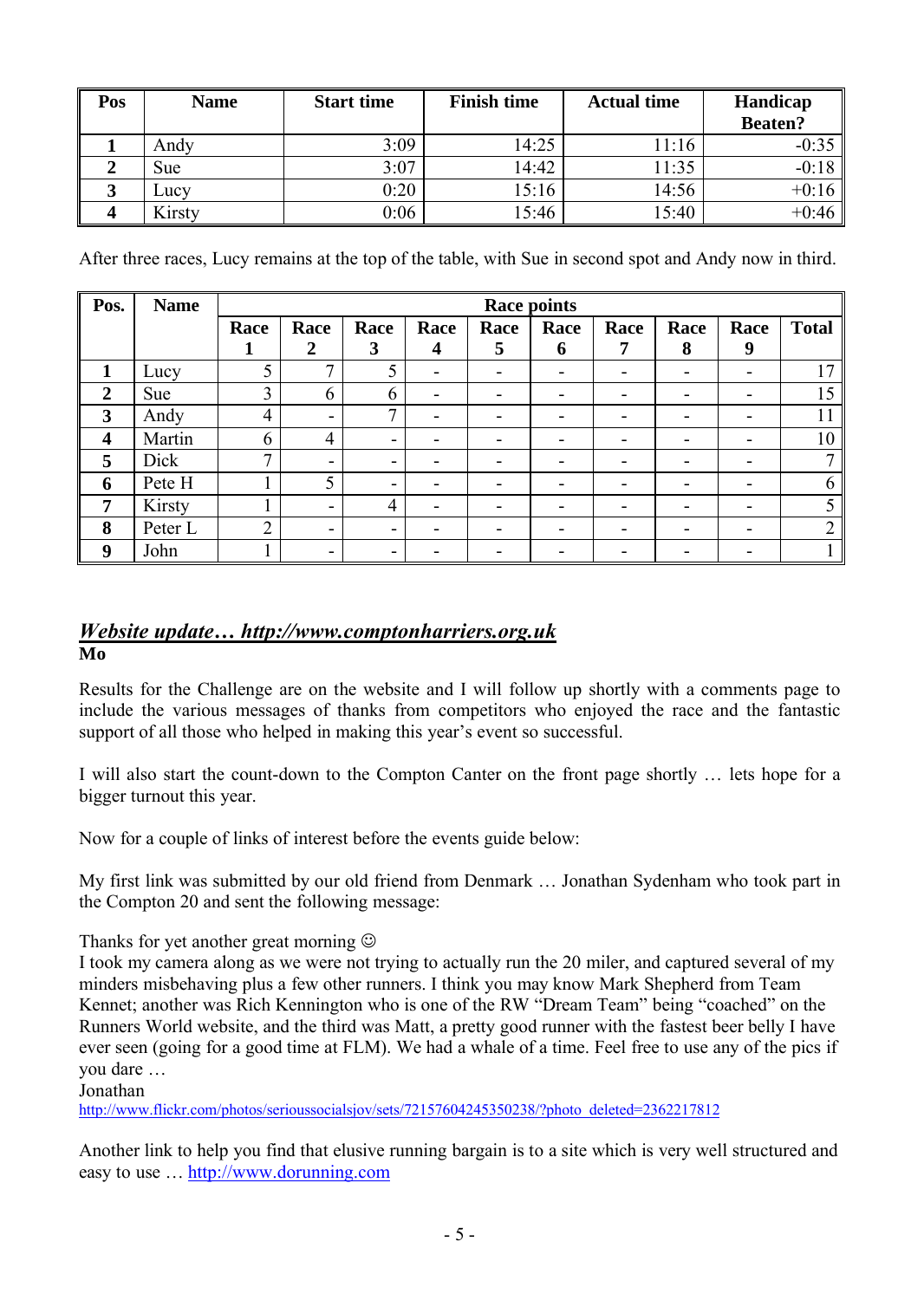| Pos | Name | Start time | Finish time | Actual time | Handicap Beaten? |
|---|---|---|---|---|---|
| 1 | Andy | 3:09 | 14:25 | 11:16 | -0:35 |
| 2 | Sue | 3:07 | 14:42 | 11:35 | -0:18 |
| 3 | Lucy | 0:20 | 15:16 | 14:56 | +0:16 |
| 4 | Kirsty | 0:06 | 15:46 | 15:40 | +0:46 |

After three races, Lucy remains at the top of the table, with Sue in second spot and Andy now in third.

| Pos. | Name | Race points | | | | | | | | | |
|---|---|---|---|---|---|---|---|---|---|---|---|
| | | Race 1 | Race 2 | Race 3 | Race 4 | Race 5 | Race 6 | Race 7 | Race 8 | Race 9 | Total |
| 1 | Lucy | 5 | 7 | 5 | - | - | - | - | - | - | 17 |
| 2 | Sue | 3 | 6 | 6 | - | - | - | - | - | - | 15 |
| 3 | Andy | 4 | - | 7 | - | - | - | - | - | - | 11 |
| 4 | Martin | 6 | 4 | - | - | - | - | - | - | - | 10 |
| 5 | Dick | 7 | - | - | - | - | - | - | - | - | 7 |
| 6 | Pete H | 1 | 5 | - | - | - | - | - | - | - | 6 |
| 7 | Kirsty | 1 | - | 4 | - | - | - | - | - | - | 5 |
| 8 | Peter L | 2 | - | - | - | - | - | - | - | - | 2 |
| 9 | John | 1 | - | - | - | - | - | - | - | - | 1 |

## *Website update… http://www.comptonharriers.org.uk*

**Mo**

Results for the Challenge are on the website and I will follow up shortly with a comments page to include the various messages of thanks from competitors who enjoyed the race and the fantastic support of all those who helped in making this year's event so successful.

I will also start the count-down to the Compton Canter on the front page shortly … lets hope for a bigger turnout this year.

Now for a couple of links of interest before the events guide below:

My first link was submitted by our old friend from Denmark … Jonathan Sydenham who took part in the Compton 20 and sent the following message:

Thanks for yet another great morning ☺
I took my camera along as we were not trying to actually run the 20 miler, and captured several of my minders misbehaving plus a few other runners. I think you may know Mark Shepherd from Team Kennet; another was Rich Kennington who is one of the RW "Dream Team" being "coached" on the Runners World website, and the third was Matt, a pretty good runner with the fastest beer belly I have ever seen (going for a good time at FLM). We had a whale of a time. Feel free to use any of the pics if you dare …
Jonathan
http://www.flickr.com/photos/serioussocialsjov/sets/72157604245350238/?photo_deleted=2362217812

Another link to help you find that elusive running bargain is to a site which is very well structured and easy to use … http://www.dorunning.com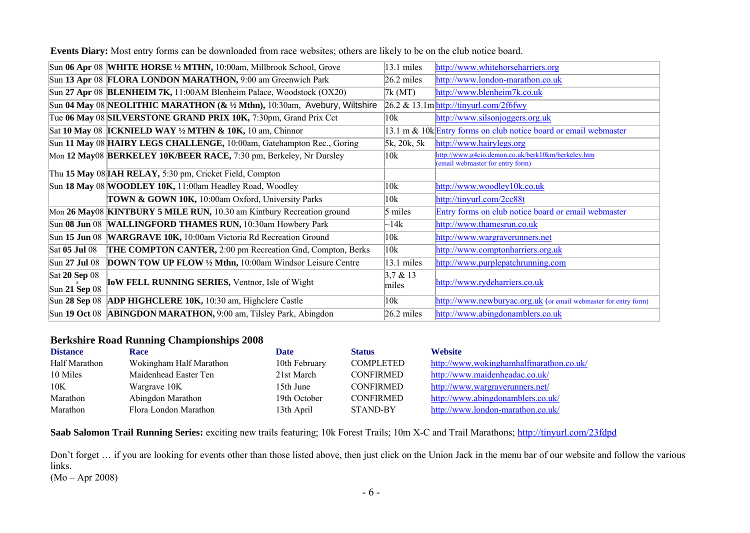**Events Diary:** Most entry forms can be downloaded from race websites; others are likely to be on the club notice board.

| | | | |
|---|---|---|---|
| Sun **06 Apr** 08 | **WHITE HORSE ½ MTHN,** 10:00am, Millbrook School, Grove | 13.1 miles | http://www.whitehorseharriers.org |
| Sun **13 Apr** 08 | **FLORA LONDON MARATHON,** 9:00 am Greenwich Park | 26.2 miles | http://www.london-marathon.co.uk |
| Sun **27 Apr** 08 | **BLENHEIM 7K,** 11:00AM Blenheim Palace, Woodstock (OX20) | 7k (MT) | http://www.blenheim7k.co.uk |
| Sun **04 May** 08 | **NEOLITHIC MARATHON (& ½ Mthn),** 10:30am, Avebury, Wiltshire | 26.2 & 13.1m | http://tinyurl.com/2f6fwy |
| Tue **06 May** 08 | **SILVERSTONE GRAND PRIX 10K,** 7:30pm, Grand Prix Cct | 10k | http://www.silsonjoggers.org.uk |
| Sat **10 May** 08 | **ICKNIELD WAY ½ MTHN & 10K,** 10 am, Chinnor | 13.1 m & 10k | Entry forms on club notice board or email webmaster |
| Sun **11 May** 08 | **HAIRY LEGS CHALLENGE,** 10:00am, Gatehampton Rec., Goring | 5k, 20k, 5k | http://www.hairylegs.org |
| Mon **12 May**08 | **BERKELEY 10K/BEER RACE,** 7:30 pm, Berkeley, Nr Dursley | 10k | http://www.g4cio.demon.co.uk/berk10km/berkeley.htm (email webmaster for entry form) |
| Thu **15 May** 08 | **IAH RELAY,** 5:30 pm, Cricket Field, Compton | | |
| Sun **18 May** 08 | **WOODLEY 10K,** 11:00am Headley Road, Woodley | 10k | http://www.woodley10k.co.uk |
| | **TOWN & GOWN 10K,** 10:00am Oxford, University Parks | 10k | http://tinyurl.com/2cc88t |
| Mon **26 May**08 | **KINTBURY 5 MILE RUN,** 10.30 am Kintbury Recreation ground | 5 miles | Entry forms on club notice board or email webmaster |
| Sun **08 Jun** 08 | **WALLINGFORD THAMES RUN,** 10:30am Howbery Park | ~14k | http://www.thamesrun.co.uk |
| Sun **15 Jun** 08 | **WARGRAVE 10K,** 10:00am Victoria Rd Recreation Ground | 10k | http://www.wargraverunners.net |
| Sat **05 Jul** 08 | **THE COMPTON CANTER,** 2:00 pm Recreation Gnd, Compton, Berks | 10k | http://www.comptonharriers.org.uk |
| Sun **27 Jul** 08 | **DOWN TOW UP FLOW ½ Mthn,** 10:00am Windsor Leisure Centre | 13.1 miles | http://www.purplepatchrunning.com |
| Sat **20 Sep** 08 & Sun **21 Sep** 08 | **IoW FELL RUNNING SERIES,** Ventnor, Isle of Wight | 3,7 & 13 miles | http://www.rydeharriers.co.uk |
| Sun **28 Sep** 08 | **ADP HIGHCLERE 10K,** 10:30 am, Highclere Castle | 10k | http://www.newburyac.org.uk (or email webmaster for entry form) |
| Sun **19 Oct** 08 | **ABINGDON MARATHON,** 9:00 am, Tilsley Park, Abingdon | 26.2 miles | http://www.abingdonamblers.co.uk |

## Berkshire Road Running Championships 2008

| Distance | Race | Date | Status | Website |
|---|---|---|---|---|
| Half Marathon | Wokingham Half Marathon | 10th February | COMPLETED | http://www.wokinghamhalfmarathon.co.uk/ |
| 10 Miles | Maidenhead Easter Ten | 21st March | CONFIRMED | http://www.maidenheadac.co.uk/ |
| 10K | Wargrave 10K | 15th June | CONFIRMED | http://www.wargraverunners.net/ |
| Marathon | Abingdon Marathon | 19th October | CONFIRMED | http://www.abingdonamblers.co.uk/ |
| Marathon | Flora London Marathon | 13th April | STAND-BY | http://www.london-marathon.co.uk/ |

**Saab Salomon Trail Running Series:** exciting new trails featuring; 10k Forest Trails; 10m X-C and Trail Marathons; http://tinyurl.com/23fdpd

Don't forget … if you are looking for events other than those listed above, then just click on the Union Jack in the menu bar of our website and follow the various links.
(Mo – Apr 2008)